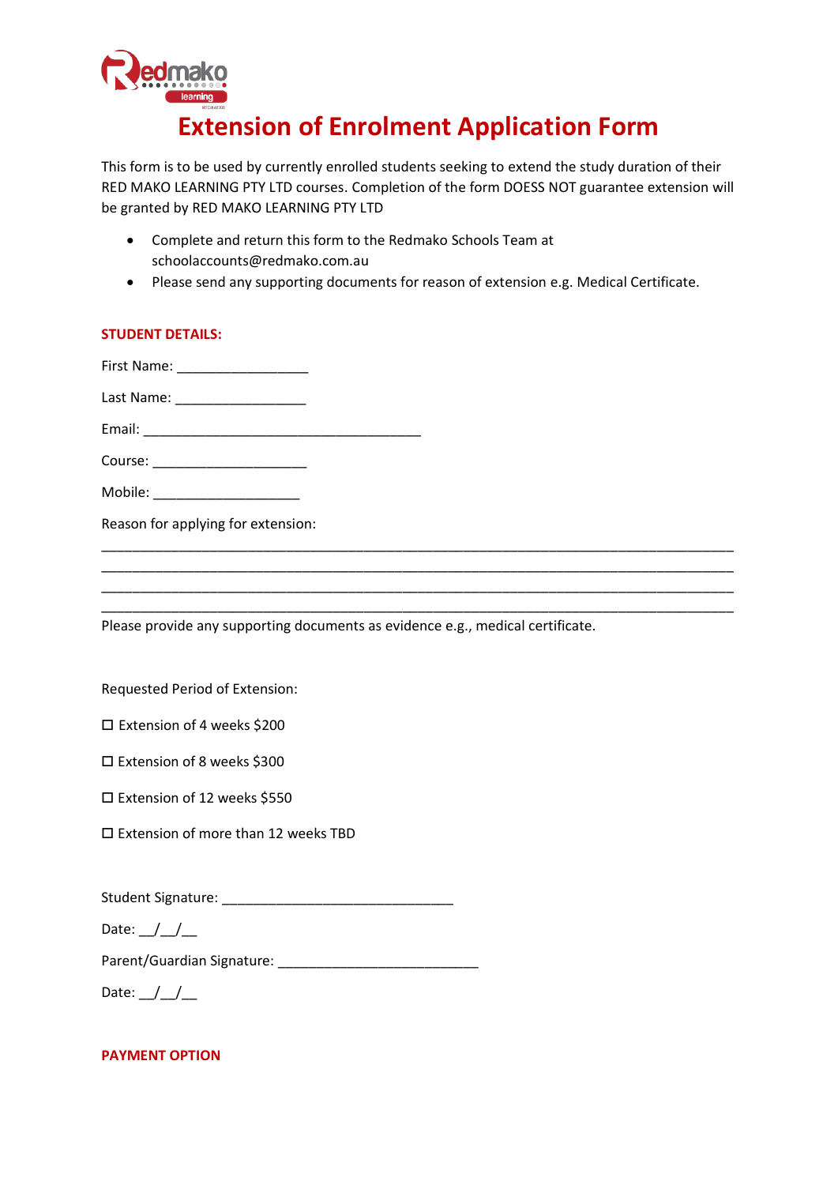# Extension of Enrolment Application Form

This form is to be used by currently enrolled students seeking to extend the study duration of their RED MAKO LEARNING PTY LTD courses. Completion of the form DOESS NOT guarantee extension will be granted by RED MAKO LEARNING PTY LTD

- Complete and return this form to the Redmako Schools Team at schoolaccounts@redmako.com.au
- Please send any supporting documents for reason of extension e.g. Medical Certificate.

**STUDENT DETAILS:**

First Name: _________________

Last Name: _________________

Email: ____________________________________

Course: ____________________

Mobile: ___________________

Reason for applying for extension:

__________________________________________________________________________________
__________________________________________________________________________________
__________________________________________________________________________________
__________________________________________________________________________________

Please provide any supporting documents as evidence e.g., medical certificate.

Requested Period of Extension:

☐ Extension of 4 weeks $200

☐ Extension of 8 weeks $300

☐ Extension of 12 weeks $550

☐ Extension of more than 12 weeks TBD

Student Signature: ______________________________

Date: __/__/__

Parent/Guardian Signature: __________________________

Date: __/__/__

**PAYMENT OPTION**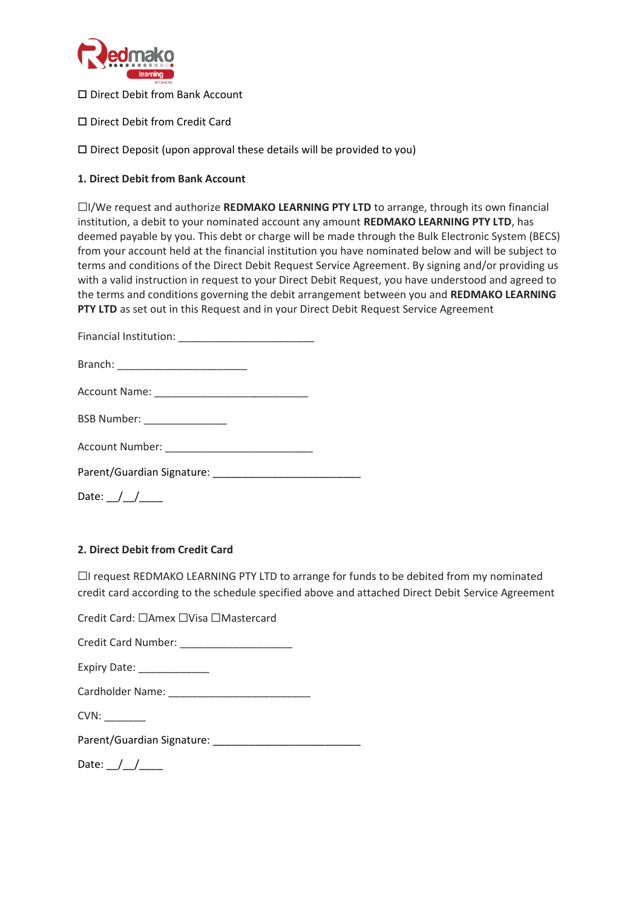☐ Direct Debit from Bank Account

☐ Direct Debit from Credit Card

☐ Direct Deposit (upon approval these details will be provided to you)

**1. Direct Debit from Bank Account**

☐I/We request and authorize **REDMAKO LEARNING PTY LTD** to arrange, through its own financial institution, a debit to your nominated account any amount **REDMAKO LEARNING PTY LTD**, has deemed payable by you. This debt or charge will be made through the Bulk Electronic System (BECS) from your account held at the financial institution you have nominated below and will be subject to terms and conditions of the Direct Debit Request Service Agreement. By signing and/or providing us with a valid instruction in request to your Direct Debit Request, you have understood and agreed to the terms and conditions governing the debit arrangement between you and **REDMAKO LEARNING PTY LTD** as set out in this Request and in your Direct Debit Request Service Agreement

Financial Institution: ________________________

Branch: _______________________

Account Name: ___________________________

BSB Number: _______________

Account Number: __________________________

Parent/Guardian Signature: __________________________

Date: __/__/____

**2. Direct Debit from Credit Card**

☐I request REDMAKO LEARNING PTY LTD to arrange for funds to be debited from my nominated credit card according to the schedule specified above and attached Direct Debit Service Agreement

Credit Card: ☐Amex ☐Visa ☐Mastercard

Credit Card Number: ____________________

Expiry Date: _____________

Cardholder Name: _________________________

CVN: _______

Parent/Guardian Signature: __________________________

Date: __/__/____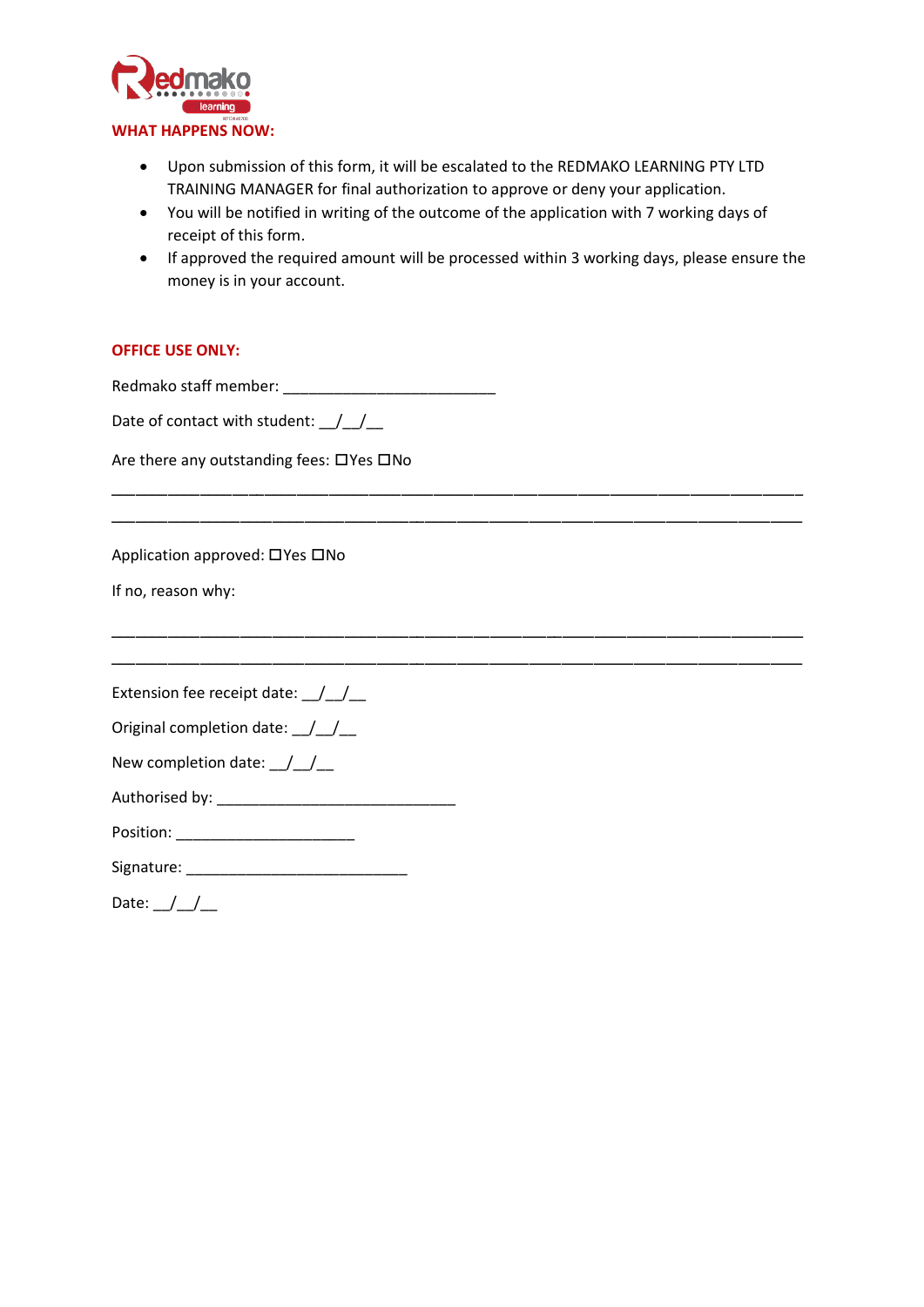**WHAT HAPPENS NOW:**

- Upon submission of this form, it will be escalated to the REDMAKO LEARNING PTY LTD TRAINING MANAGER for final authorization to approve or deny your application.
- You will be notified in writing of the outcome of the application with 7 working days of receipt of this form.
- If approved the required amount will be processed within 3 working days, please ensure the money is in your account.

**OFFICE USE ONLY:**

Redmako staff member: _________________________

Date of contact with student: __/__/__

Are there any outstanding fees: ☐Yes ☐No

__________________________________________________________________________

__________________________________________________________________________

Application approved: ☐Yes ☐No

If no, reason why:

__________________________________________________________________________

__________________________________________________________________________

Extension fee receipt date: __/__/__

Original completion date: __/__/__

New completion date: __/__/__

Authorised by: ____________________________

Position: _____________________

Signature: __________________________

Date: __/__/__